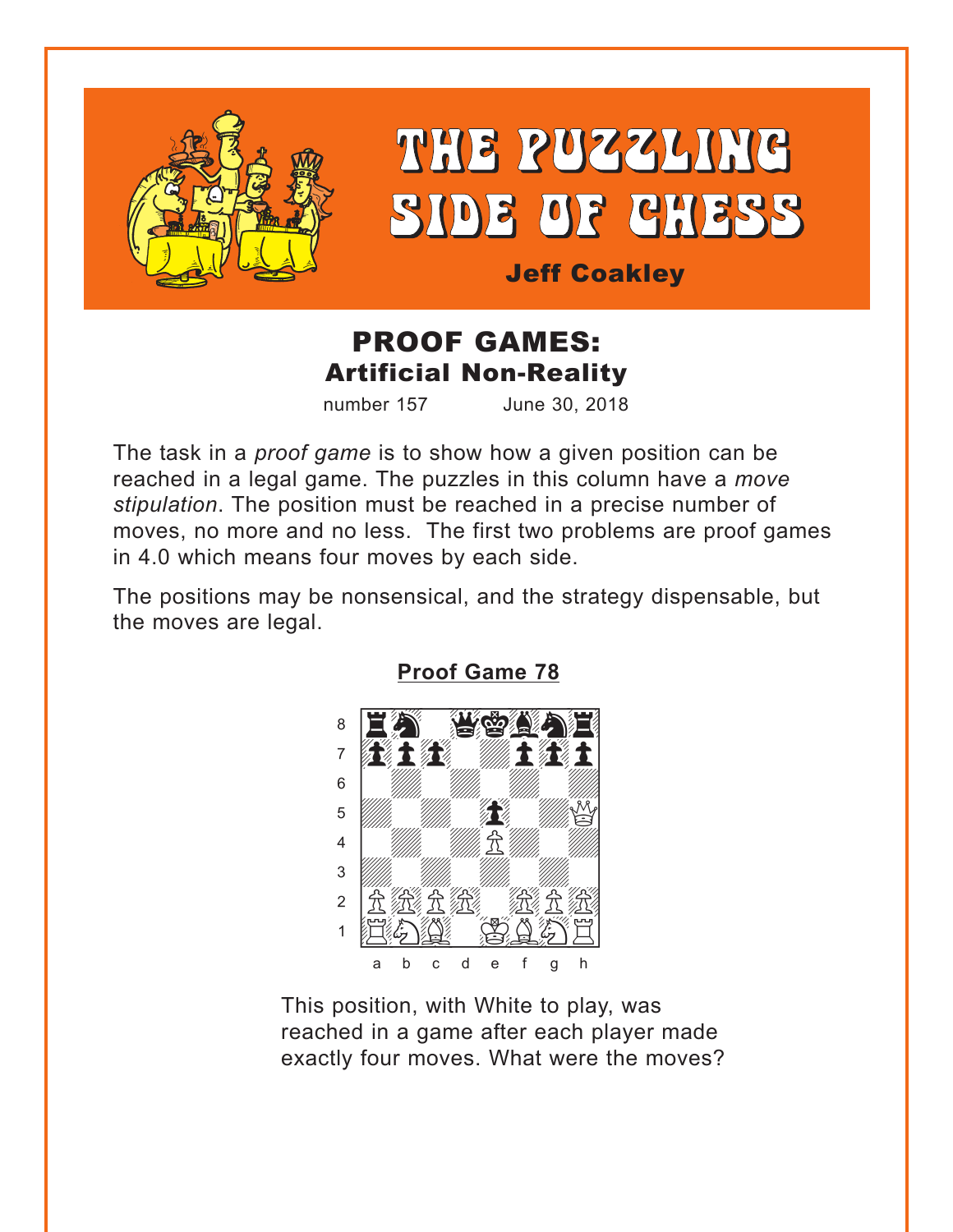# THE PUZZLING SIDE OF CHESS

**Jeff Coakley**

## PROOF GAMES:
### Artificial Non-Reality

number 157 June 30, 2018

The task in a *proof game* is to show how a given position can be reached in a legal game. The puzzles in this column have a *move stipulation*. The position must be reached in a precise number of moves, no more and no less. The first two problems are proof games in 4.0 which means four moves by each side.

The positions may be nonsensical, and the strategy dispensable, but the moves are legal.

**Proof Game 78**

This position, with White to play, was reached in a game after each player made exactly four moves. What were the moves?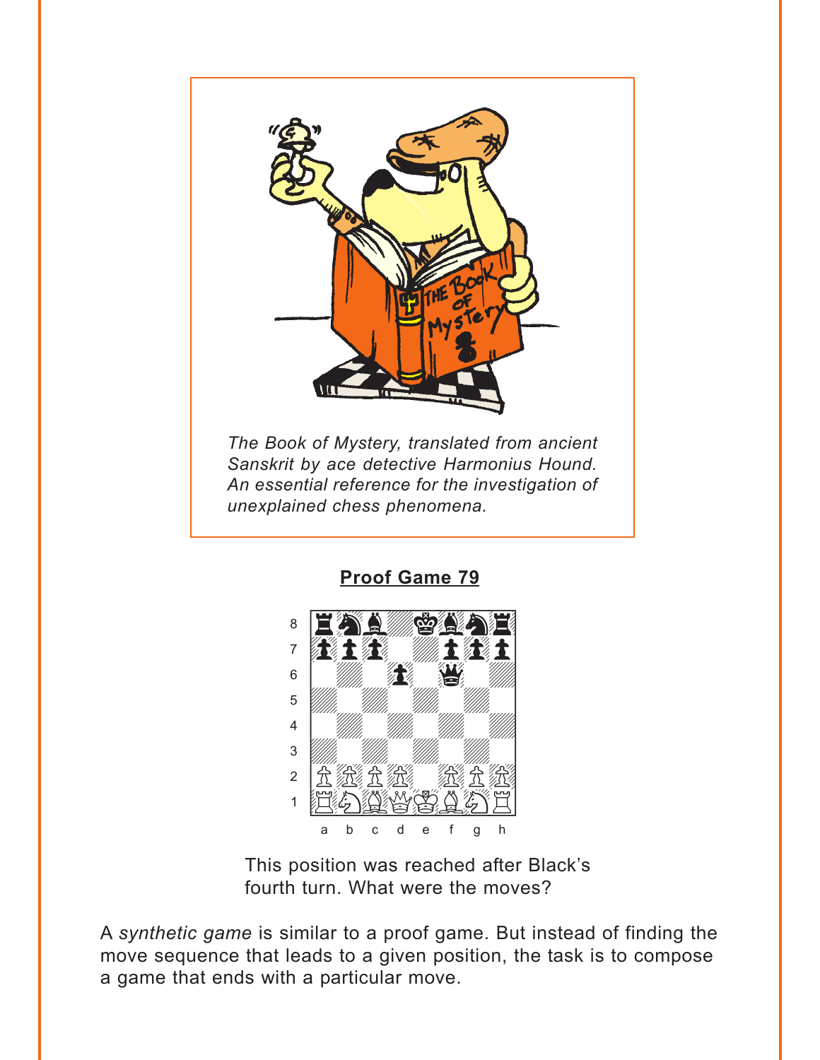*The Book of Mystery, translated from ancient Sanskrit by ace detective Harmonius Hound. An essential reference for the investigation of unexplained chess phenomena.*

## Proof Game 79

This position was reached after Black's fourth turn. What were the moves?

A *synthetic game* is similar to a proof game. But instead of finding the move sequence that leads to a given position, the task is to compose a game that ends with a particular move.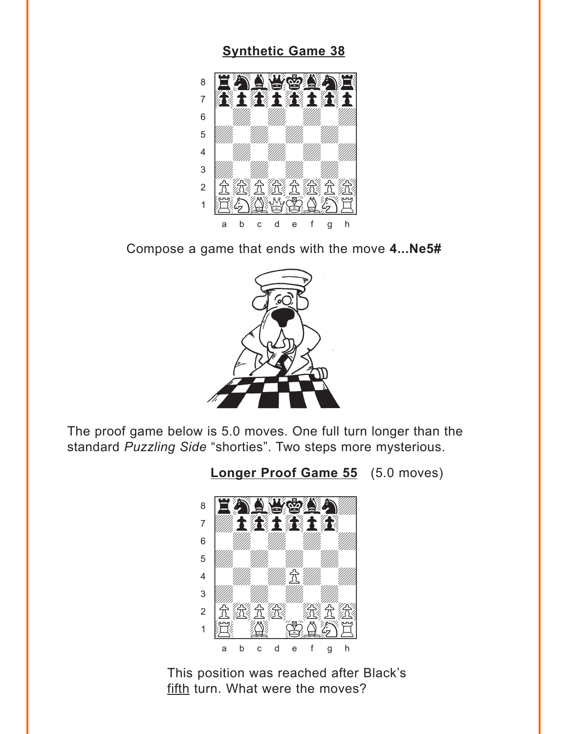## Synthetic Game 38

Compose a game that ends with the move **4...Ne5#**

The proof game below is 5.0 moves. One full turn longer than the standard *Puzzling Side* “shorties”. Two steps more mysterious.

## Longer Proof Game 55 (5.0 moves)

This position was reached after Black’s fifth turn. What were the moves?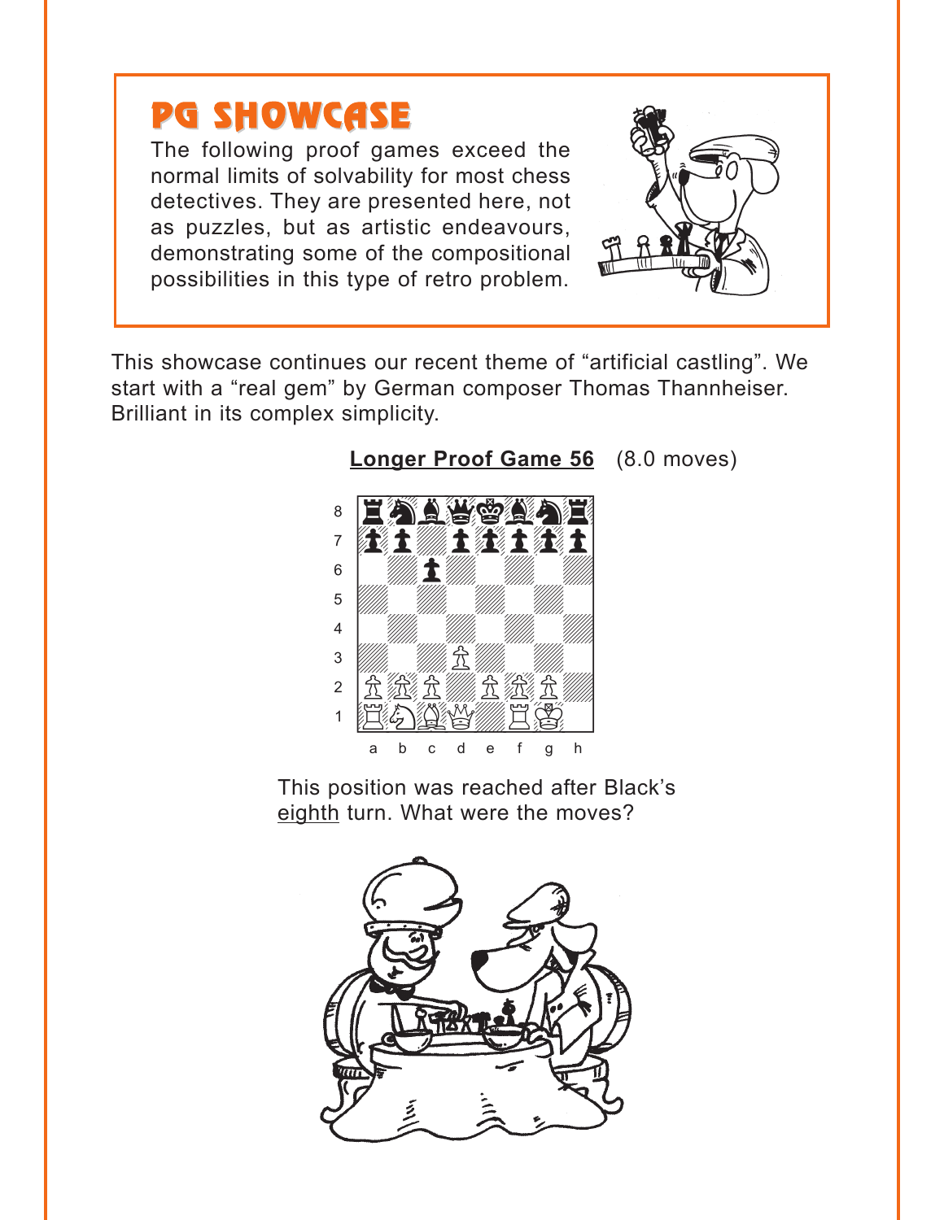# PG SHOWCASE

The following proof games exceed the normal limits of solvability for most chess detectives. They are presented here, not as puzzles, but as artistic endeavours, demonstrating some of the compositional possibilities in this type of retro problem.

This showcase continues our recent theme of "artificial castling". We start with a "real gem" by German composer Thomas Thannheiser. Brilliant in its complex simplicity.

**Longer Proof Game 56** (8.0 moves)

This position was reached after Black's eighth turn. What were the moves?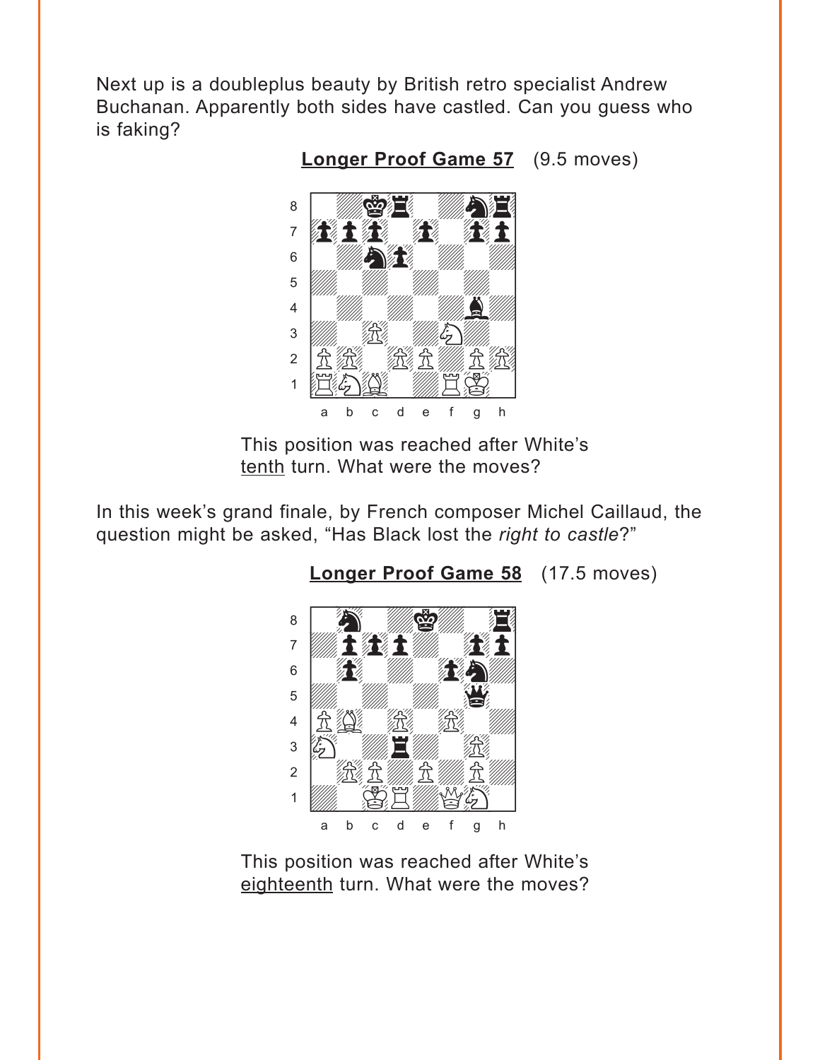Next up is a doubleplus beauty by British retro specialist Andrew Buchanan. Apparently both sides have castled. Can you guess who is faking?

**Longer Proof Game 57** (9.5 moves)

This position was reached after White's tenth turn. What were the moves?

In this week's grand finale, by French composer Michel Caillaud, the question might be asked, "Has Black lost the *right to castle*?"

**Longer Proof Game 58** (17.5 moves)

This position was reached after White's eighteenth turn. What were the moves?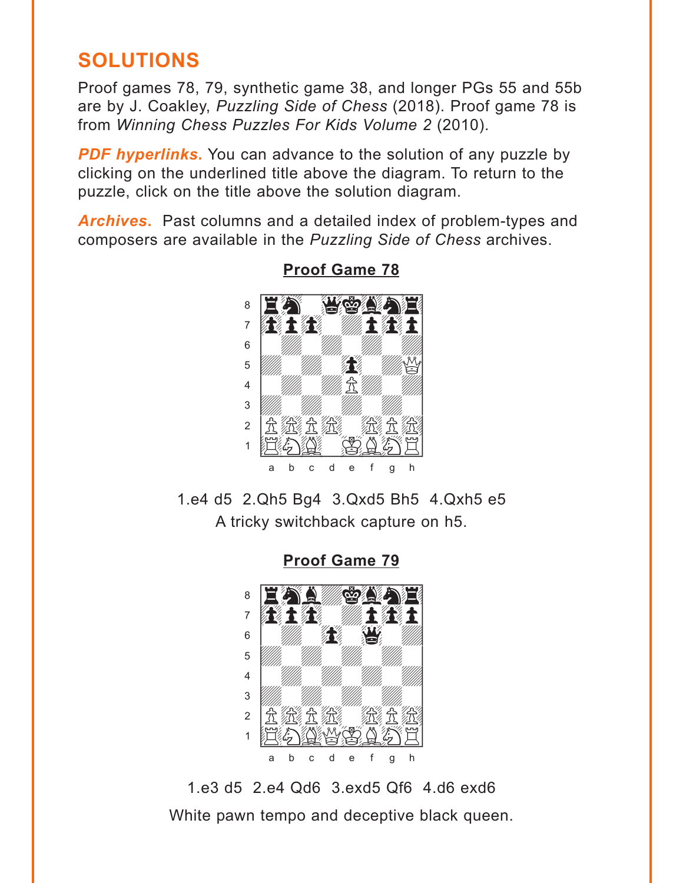# SOLUTIONS

Proof games 78, 79, synthetic game 38, and longer PGs 55 and 55b are by J. Coakley, *Puzzling Side of Chess* (2018). Proof game 78 is from *Winning Chess Puzzles For Kids Volume 2* (2010).

***PDF hyperlinks.*** You can advance to the solution of any puzzle by clicking on the underlined title above the diagram. To return to the puzzle, click on the title above the solution diagram.

***Archives.*** Past columns and a detailed index of problem-types and composers are available in the *Puzzling Side of Chess* archives.

## Proof Game 78

1.e4 d5 2.Qh5 Bg4 3.Qxd5 Bh5 4.Qxh5 e5

A tricky switchback capture on h5.

## Proof Game 79

1.e3 d5 2.e4 Qd6 3.exd5 Qf6 4.d6 exd6

White pawn tempo and deceptive black queen.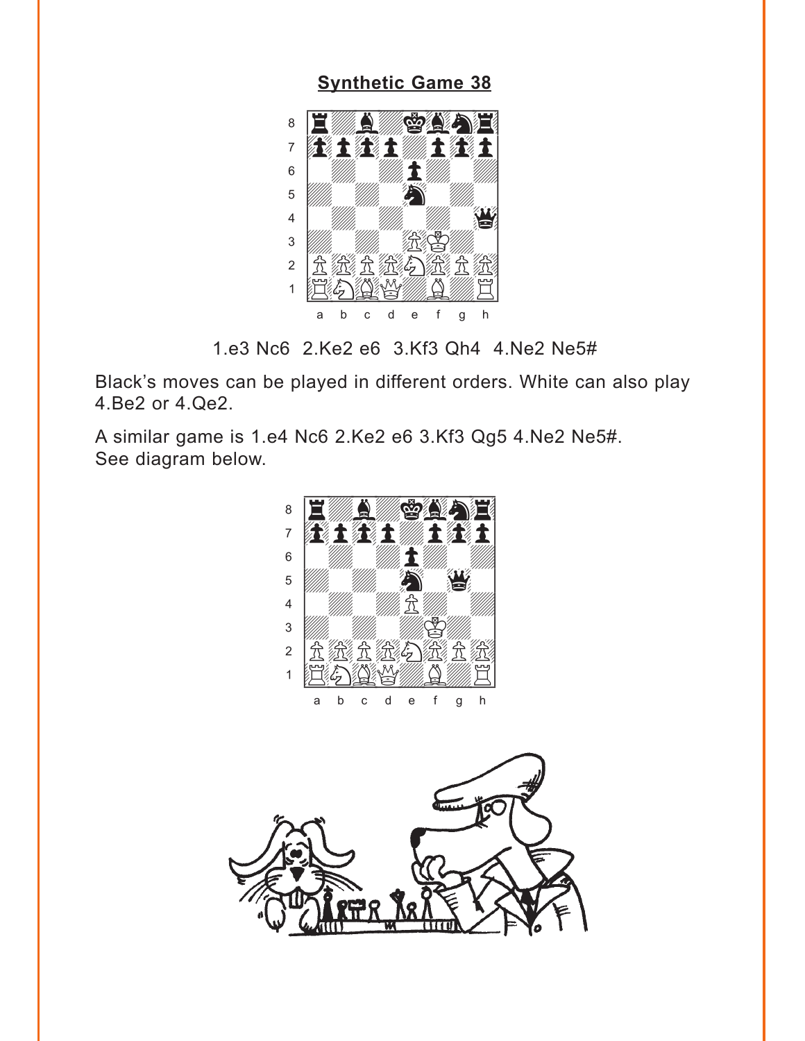## Synthetic Game 38

1.e3 Nc6 2.Ke2 e6 3.Kf3 Qh4 4.Ne2 Ne5#

Black's moves can be played in different orders. White can also play 4.Be2 or 4.Qe2.

A similar game is 1.e4 Nc6 2.Ke2 e6 3.Kf3 Qg5 4.Ne2 Ne5#. See diagram below.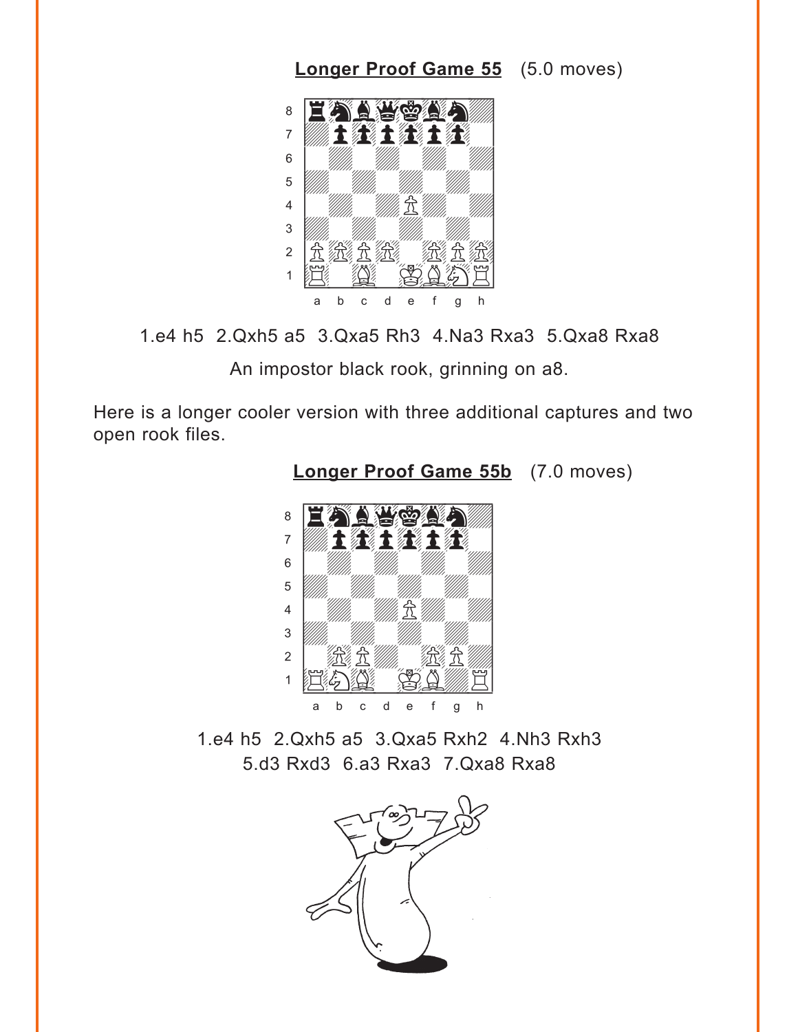## **Longer Proof Game 55** (5.0 moves)

1.e4 h5 2.Qxh5 a5 3.Qxa5 Rh3 4.Na3 Rxa3 5.Qxa8 Rxa8

An impostor black rook, grinning on a8.

Here is a longer cooler version with three additional captures and two open rook files.

## **Longer Proof Game 55b** (7.0 moves)

1.e4 h5 2.Qxh5 a5 3.Qxa5 Rxh2 4.Nh3 Rxh3
5.d3 Rxd3 6.a3 Rxa3 7.Qxa8 Rxa8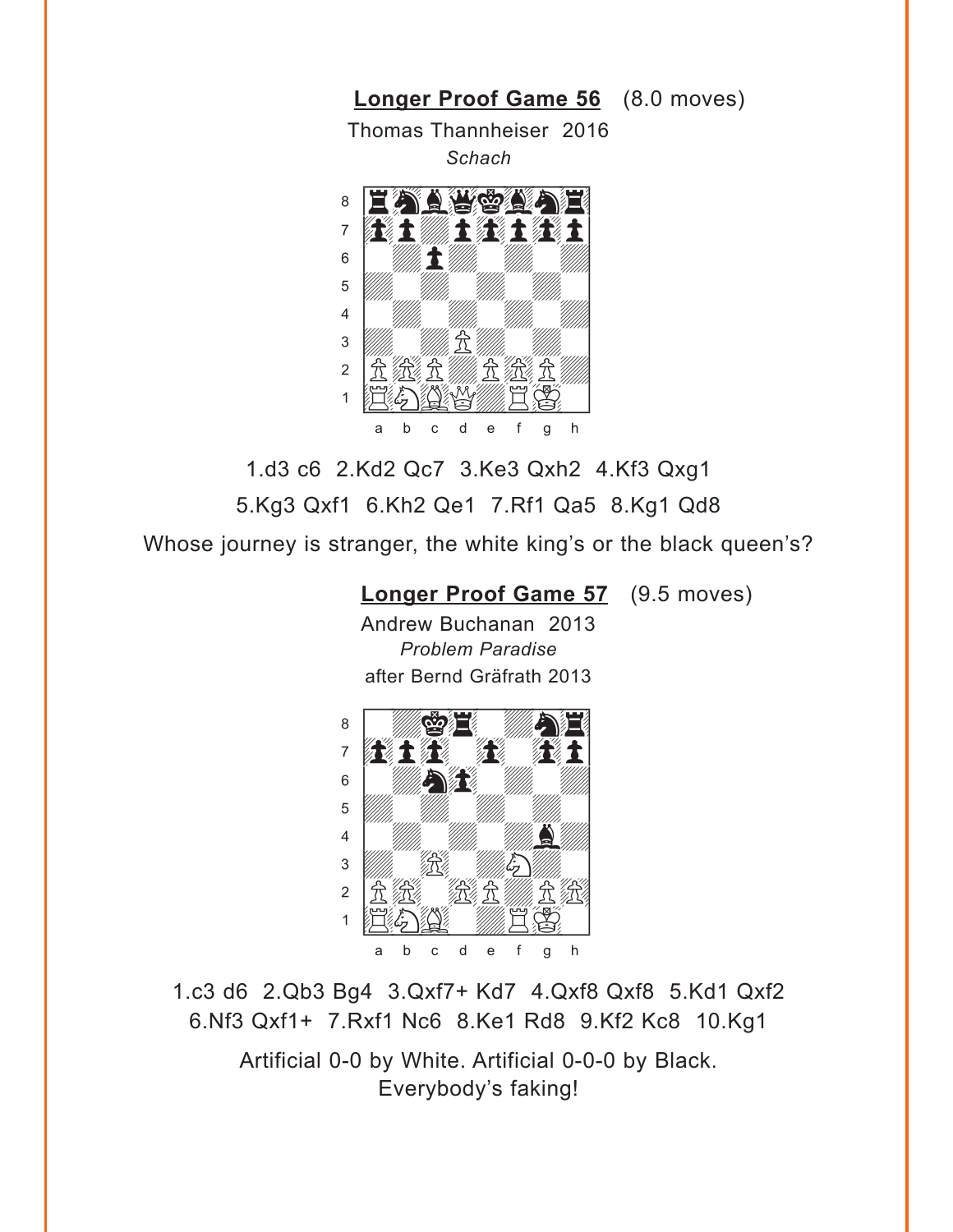## Longer Proof Game 56 (8.0 moves)

Thomas Thannheiser 2016

*Schach*

1.d3 c6 2.Kd2 Qc7 3.Ke3 Qxh2 4.Kf3 Qxg1 5.Kg3 Qxf1 6.Kh2 Qe1 7.Rf1 Qa5 8.Kg1 Qd8

Whose journey is stranger, the white king's or the black queen's?

## Longer Proof Game 57 (9.5 moves)

Andrew Buchanan 2013

*Problem Paradise*

after Bernd Gräfrath 2013

1.c3 d6 2.Qb3 Bg4 3.Qxf7+ Kd7 4.Qxf8 Qxf8 5.Kd1 Qxf2 6.Nf3 Qxf1+ 7.Rxf1 Nc6 8.Ke1 Rd8 9.Kf2 Kc8 10.Kg1

Artificial 0-0 by White. Artificial 0-0-0 by Black. Everybody's faking!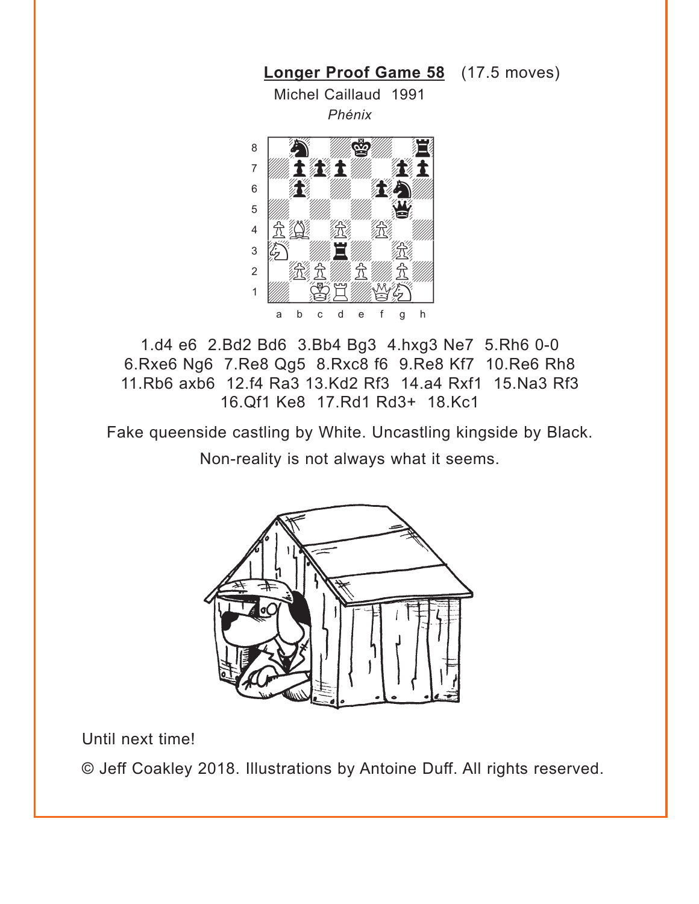**Longer Proof Game 58** (17.5 moves)

Michel Caillaud 1991

*Phénix*

1.d4 e6 2.Bd2 Bd6 3.Bb4 Bg3 4.hxg3 Ne7 5.Rh6 0-0 6.Rxe6 Ng6 7.Re8 Qg5 8.Rxc8 f6 9.Re8 Kf7 10.Re6 Rh8 11.Rb6 axb6 12.f4 Ra3 13.Kd2 Rf3 14.a4 Rxf1 15.Na3 Rf3 16.Qf1 Ke8 17.Rd1 Rd3+ 18.Kc1

Fake queenside castling by White. Uncastling kingside by Black.

Non-reality is not always what it seems.

Until next time!

© Jeff Coakley 2018. Illustrations by Antoine Duff. All rights reserved.